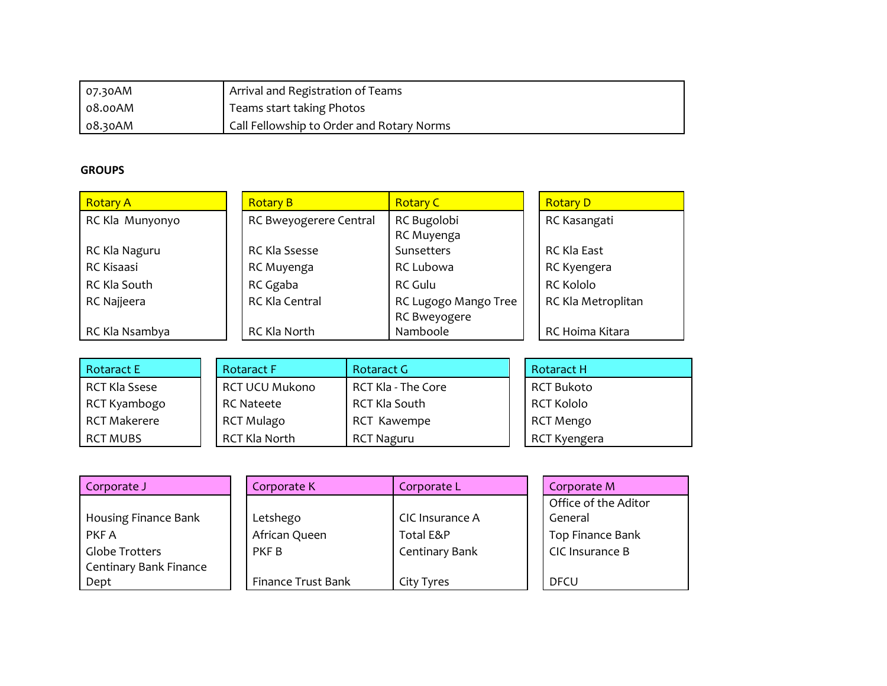| | |
|---|---|
| 07.30AM | Arrival and Registration of Teams |
| 08.00AM | Teams start taking Photos |
| 08.30AM | Call Fellowship to Order and Rotary Norms |

**GROUPS**

| Rotary A | Rotary B | Rotary C | Rotary D |
|---|---|---|---|
| RC Kla Munyonyo | RC Bweyogerere Central | RC Bugolobi | RC Kasangati |
| | | RC Muyenga | |
| RC Kla Naguru | RC Kla Ssesse | Sunsetters | RC Kla East |
| RC Kisaasi | RC Muyenga | RC Lubowa | RC Kyengera |
| RC Kla South | RC Ggaba | RC Gulu | RC Kololo |
| RC Najjeera | RC Kla Central | RC Lugogo Mango Tree | RC Kla Metroplitan |
| | | RC Bweyogere | |
| RC Kla Nsambya | RC Kla North | Namboole | RC Hoima Kitara |

| Rotaract E | Rotaract F | Rotaract G | Rotaract H |
|---|---|---|---|
| RCT Kla Ssese | RCT UCU Mukono | RCT Kla - The Core | RCT Bukoto |
| RCT Kyambogo | RC Nateete | RCT Kla South | RCT Kololo |
| RCT Makerere | RCT Mulago | RCT Kawempe | RCT Mengo |
| RCT MUBS | RCT Kla North | RCT Naguru | RCT Kyengera |

| Corporate J | Corporate K | Corporate L | Corporate M |
|---|---|---|---|
| | | | Office of the Aditor General |
| Housing Finance Bank | Letshego | CIC Insurance A | |
| PKF A | African Queen | Total E&P | Top Finance Bank |
| Globe Trotters | PKF B | Centinary Bank | CIC Insurance B |
| Centinary Bank Finance Dept | Finance Trust Bank | City Tyres | DFCU |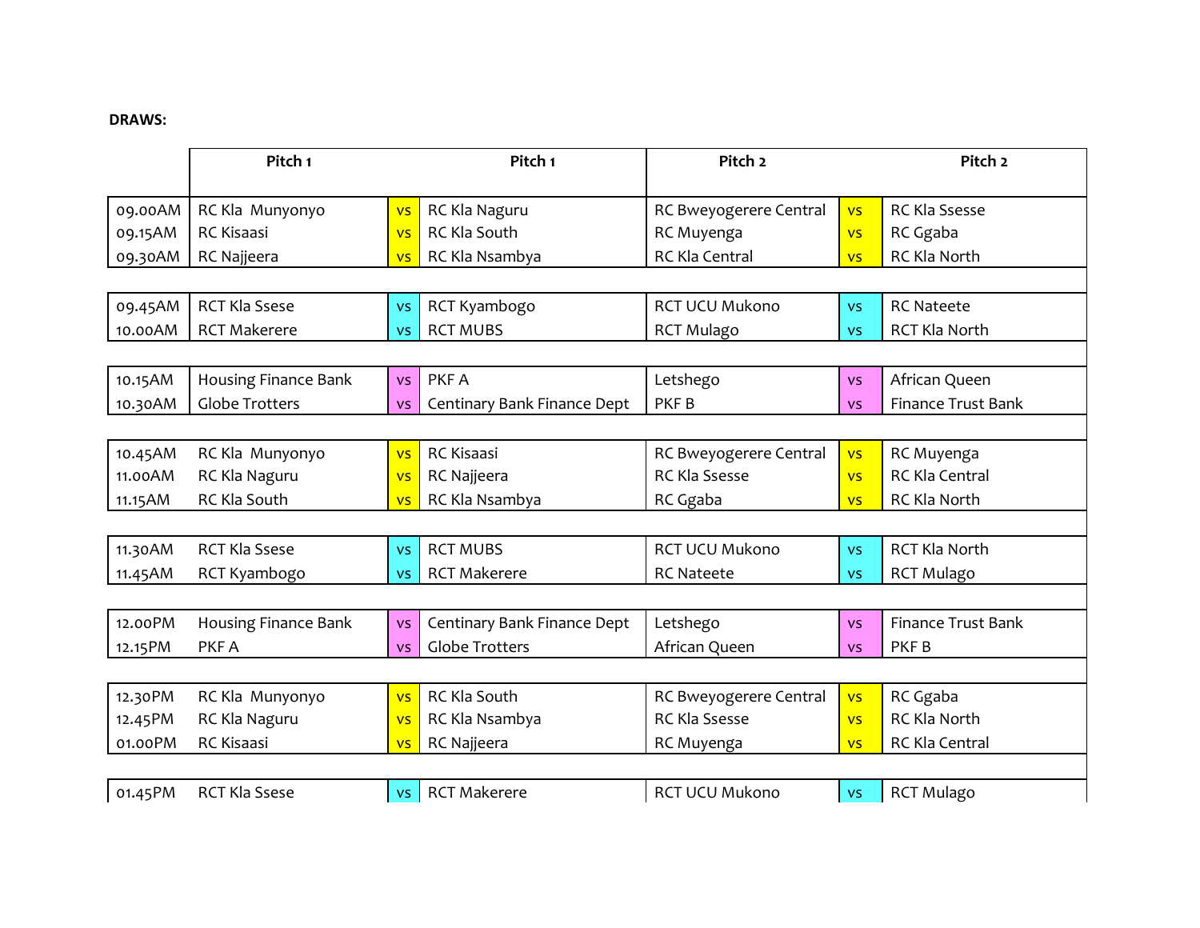**DRAWS:**

| | Pitch 1 | | Pitch 1 | Pitch 2 | | Pitch 2 |
|---|---|---|---|---|---|---|
| 09.00AM | RC Kla Munyonyo | vs | RC Kla Naguru | RC Bweyogerere Central | vs | RC Kla Ssesse |
| 09.15AM | RC Kisaasi | vs | RC Kla South | RC Muyenga | vs | RC Ggaba |
| 09.30AM | RC Najjeera | vs | RC Kla Nsambya | RC Kla Central | vs | RC Kla North |
| | | | | | | |
| 09.45AM | RCT Kla Ssese | vs | RCT Kyambogo | RCT UCU Mukono | vs | RC Nateete |
| 10.00AM | RCT Makerere | vs | RCT MUBS | RCT Mulago | vs | RCT Kla North |
| | | | | | | |
| 10.15AM | Housing Finance Bank | vs | PKF A | Letshego | vs | African Queen |
| 10.30AM | Globe Trotters | vs | Centinary Bank Finance Dept | PKF B | vs | Finance Trust Bank |
| | | | | | | |
| 10.45AM | RC Kla Munyonyo | vs | RC Kisaasi | RC Bweyogerere Central | vs | RC Muyenga |
| 11.00AM | RC Kla Naguru | vs | RC Najjeera | RC Kla Ssesse | vs | RC Kla Central |
| 11.15AM | RC Kla South | vs | RC Kla Nsambya | RC Ggaba | vs | RC Kla North |
| | | | | | | |
| 11.30AM | RCT Kla Ssese | vs | RCT MUBS | RCT UCU Mukono | vs | RCT Kla North |
| 11.45AM | RCT Kyambogo | vs | RCT Makerere | RC Nateete | vs | RCT Mulago |
| | | | | | | |
| 12.00PM | Housing Finance Bank | vs | Centinary Bank Finance Dept | Letshego | vs | Finance Trust Bank |
| 12.15PM | PKF A | vs | Globe Trotters | African Queen | vs | PKF B |
| | | | | | | |
| 12.30PM | RC Kla Munyonyo | vs | RC Kla South | RC Bweyogerere Central | vs | RC Ggaba |
| 12.45PM | RC Kla Naguru | vs | RC Kla Nsambya | RC Kla Ssesse | vs | RC Kla North |
| 01.00PM | RC Kisaasi | vs | RC Najjeera | RC Muyenga | vs | RC Kla Central |
| | | | | | | |
| 01.45PM | RCT Kla Ssese | vs | RCT Makerere | RCT UCU Mukono | vs | RCT Mulago |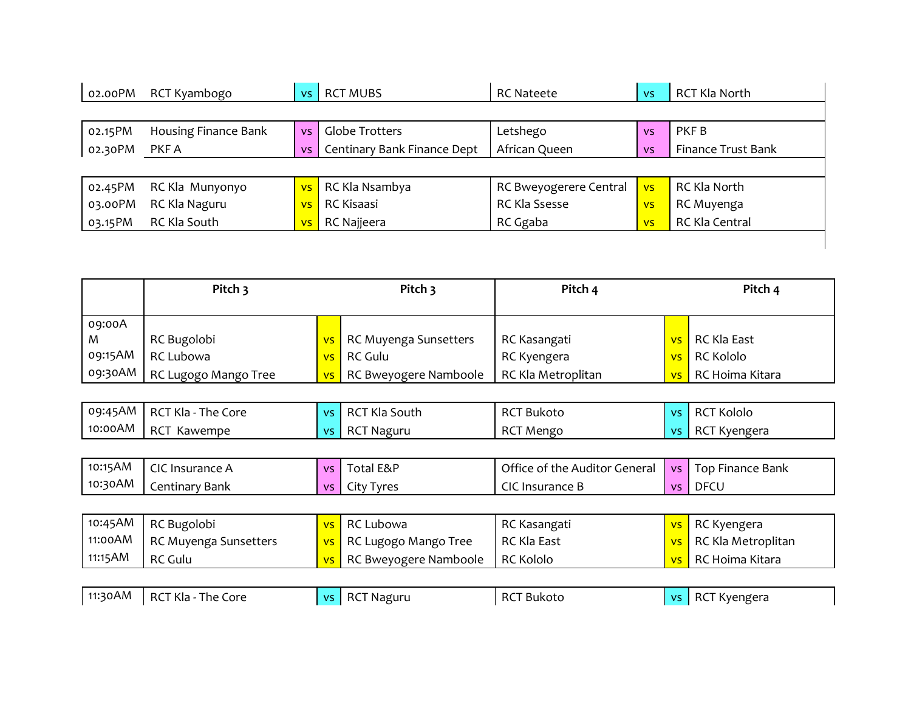| | | | | | |
|---|---|---|---|---|---|
| 02.00PM | RCT Kyambogo | vs | RCT MUBS | RC Nateete | vs | RCT Kla North |

| | | | | | | |
|---|---|---|---|---|---|---|
| 02.15PM | Housing Finance Bank | vs | Globe Trotters | Letshego | vs | PKF B |
| 02.30PM | PKF A | vs | Centinary Bank Finance Dept | African Queen | vs | Finance Trust Bank |

| | | | | | | |
|---|---|---|---|---|---|---|
| 02.45PM | RC Kla Munyonyo | vs | RC Kla Nsambya | RC Bweyogerere Central | vs | RC Kla North |
| 03.00PM | RC Kla Naguru | vs | RC Kisaasi | RC Kla Ssesse | vs | RC Muyenga |
| 03.15PM | RC Kla South | vs | RC Najjeera | RC Ggaba | vs | RC Kla Central |

| | Pitch 3 | | Pitch 3 | Pitch 4 | | Pitch 4 |
|---|---|---|---|---|---|---|
| 09:00AM | RC Bugolobi | vs | RC Muyenga Sunsetters | RC Kasangati | vs | RC Kla East |
| 09:15AM | RC Lubowa | vs | RC Gulu | RC Kyengera | vs | RC Kololo |
| 09:30AM | RC Lugogo Mango Tree | vs | RC Bweyogere Namboole | RC Kla Metroplitan | vs | RC Hoima Kitara |
| | | | | | | |
| 09:45AM | RCT Kla - The Core | vs | RCT Kla South | RCT Bukoto | vs | RCT Kololo |
| 10:00AM | RCT Kawempe | vs | RCT Naguru | RCT Mengo | vs | RCT Kyengera |
| | | | | | | |
| 10:15AM | CIC Insurance A | vs | Total E&P | Office of the Auditor General | vs | Top Finance Bank |
| 10:30AM | Centinary Bank | vs | City Tyres | CIC Insurance B | vs | DFCU |
| | | | | | | |
| 10:45AM | RC Bugolobi | vs | RC Lubowa | RC Kasangati | vs | RC Kyengera |
| 11:00AM | RC Muyenga Sunsetters | vs | RC Lugogo Mango Tree | RC Kla East | vs | RC Kla Metroplitan |
| 11:15AM | RC Gulu | vs | RC Bweyogere Namboole | RC Kololo | vs | RC Hoima Kitara |
| | | | | | | |
| 11:30AM | RCT Kla - The Core | vs | RCT Naguru | RCT Bukoto | vs | RCT Kyengera |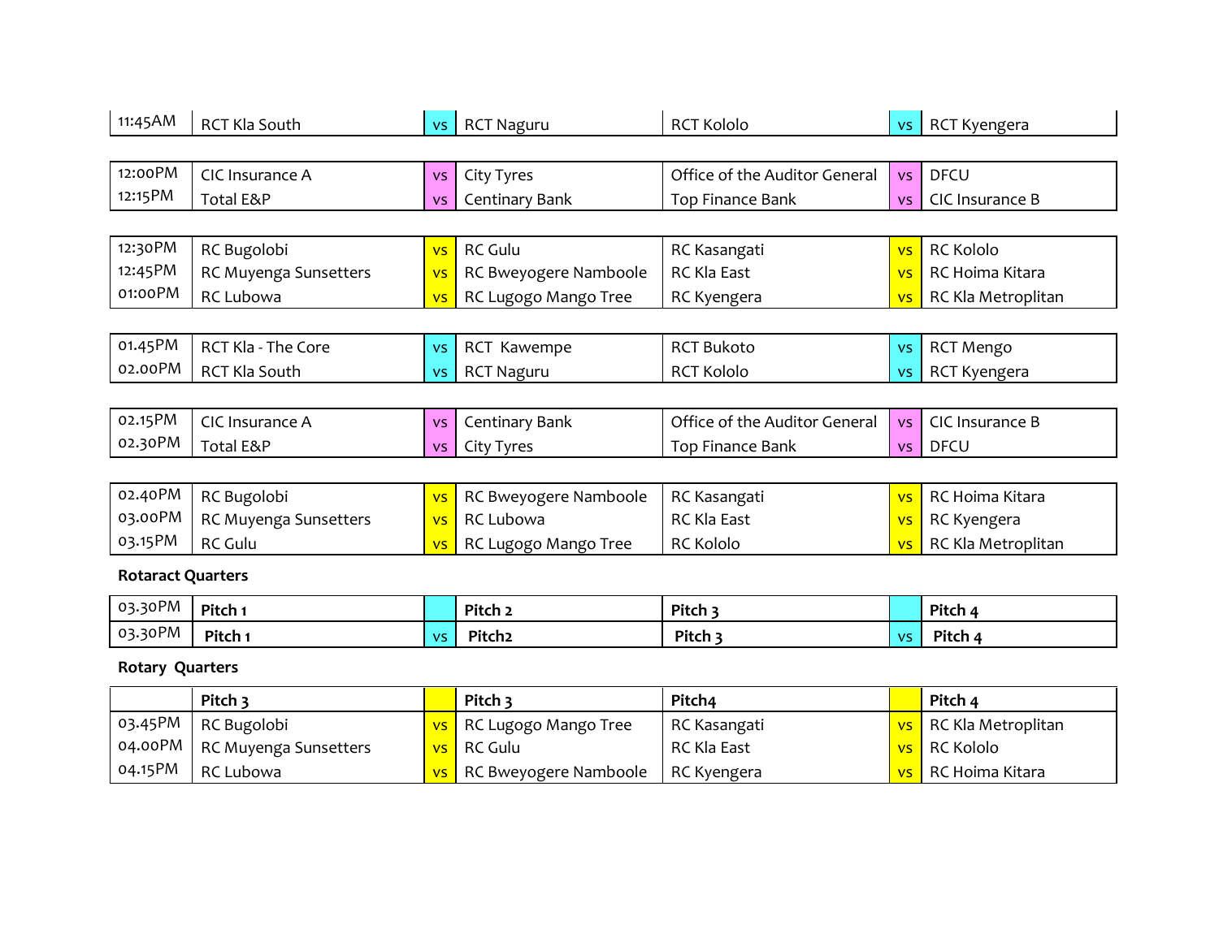| | | | | | | |
|---|---|---|---|---|---|---|
| 11:45AM | RCT Kla South | vs | RCT Naguru | RCT Kololo | vs | RCT Kyengera |

| | | | | | | |
|---|---|---|---|---|---|---|
| 12:00PM | CIC Insurance A | vs | City Tyres | Office of the Auditor General | vs | DFCU |
| 12:15PM | Total E&P | vs | Centinary Bank | Top Finance Bank | vs | CIC Insurance B |

| | | | | | | |
|---|---|---|---|---|---|---|
| 12:30PM | RC Bugolobi | vs | RC Gulu | RC Kasangati | vs | RC Kololo |
| 12:45PM | RC Muyenga Sunsetters | vs | RC Bweyogere Namboole | RC Kla East | vs | RC Hoima Kitara |
| 01:00PM | RC Lubowa | vs | RC Lugogo Mango Tree | RC Kyengera | vs | RC Kla Metroplitan |

| | | | | | | |
|---|---|---|---|---|---|---|
| 01.45PM | RCT Kla - The Core | vs | RCT Kawempe | RCT Bukoto | vs | RCT Mengo |
| 02.00PM | RCT Kla South | vs | RCT Naguru | RCT Kololo | vs | RCT Kyengera |

| | | | | | | |
|---|---|---|---|---|---|---|
| 02.15PM | CIC Insurance A | vs | Centinary Bank | Office of the Auditor General | vs | CIC Insurance B |
| 02.30PM | Total E&P | vs | City Tyres | Top Finance Bank | vs | DFCU |

| | | | | | | |
|---|---|---|---|---|---|---|
| 02.40PM | RC Bugolobi | vs | RC Bweyogere Namboole | RC Kasangati | vs | RC Hoima Kitara |
| 03.00PM | RC Muyenga Sunsetters | vs | RC Lubowa | RC Kla East | vs | RC Kyengera |
| 03.15PM | RC Gulu | vs | RC Lugogo Mango Tree | RC Kololo | vs | RC Kla Metroplitan |

**Rotaract Quarters**

| | | | | | | |
|---|---|---|---|---|---|---|
| 03.30PM | **Pitch 1** | | **Pitch 2** | **Pitch 3** | | **Pitch 4** |
| 03.30PM | **Pitch 1** | vs | **Pitch2** | **Pitch 3** | vs | **Pitch 4** |

**Rotary Quarters**

| | **Pitch 3** | | **Pitch 3** | **Pitch4** | | **Pitch 4** |
|---|---|---|---|---|---|---|
| 03.45PM | RC Bugolobi | vs | RC Lugogo Mango Tree | RC Kasangati | vs | RC Kla Metroplitan |
| 04.00PM | RC Muyenga Sunsetters | vs | RC Gulu | RC Kla East | vs | RC Kololo |
| 04.15PM | RC Lubowa | vs | RC Bweyogere Namboole | RC Kyengera | vs | RC Hoima Kitara |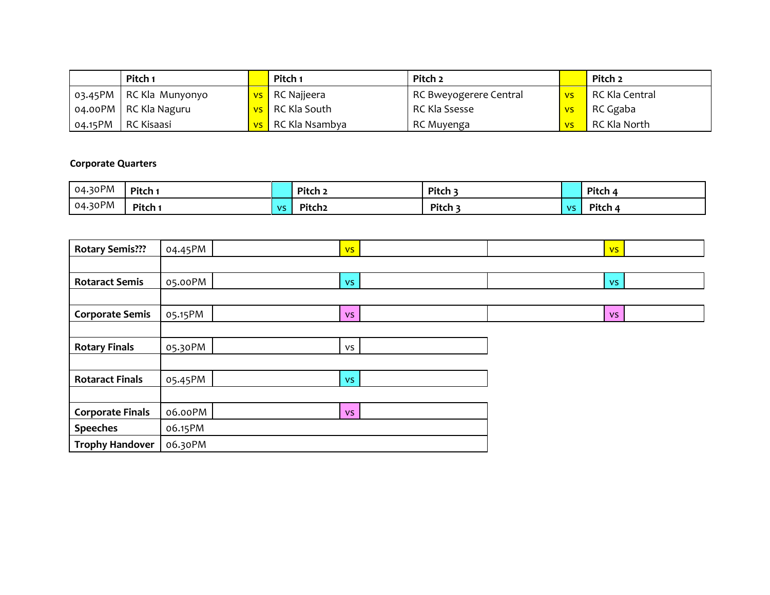| | Pitch 1 | | Pitch 1 | Pitch 2 | | Pitch 2 |
|---|---|---|---|---|---|---|
| 03.45PM | RC Kla Munyonyo | vs | RC Najjeera | RC Bweyogerere Central | vs | RC Kla Central |
| 04.00PM | RC Kla Naguru | vs | RC Kla South | RC Kla Ssesse | vs | RC Ggaba |
| 04.15PM | RC Kisaasi | vs | RC Kla Nsambya | RC Muyenga | vs | RC Kla North |

**Corporate Quarters**

| | | | | | | |
|---|---|---|---|---|---|---|
| 04.30PM | Pitch 1 | | Pitch 2 | Pitch 3 | | Pitch 4 |
| 04.30PM | Pitch 1 | vs | Pitch2 | Pitch 3 | vs | Pitch 4 |

| | | | | | | | |
|---|---|---|---|---|---|---|---|
| Rotary Semis??? | 04.45PM | | vs | | | vs | |
| | | | | | | | |
| Rotaract Semis | 05.00PM | | vs | | | vs | |
| | | | | | | | |
| Corporate Semis | 05.15PM | | vs | | | vs | |
| | | | | | | | |
| Rotary Finals | 05.30PM | | vs | | | | |
| | | | | | | | |
| Rotaract Finals | 05.45PM | | vs | | | | |
| | | | | | | | |
| Corporate Finals | 06.00PM | | vs | | | | |
| Speeches | 06.15PM | | | | | | |
| Trophy Handover | 06.30PM | | | | | | |